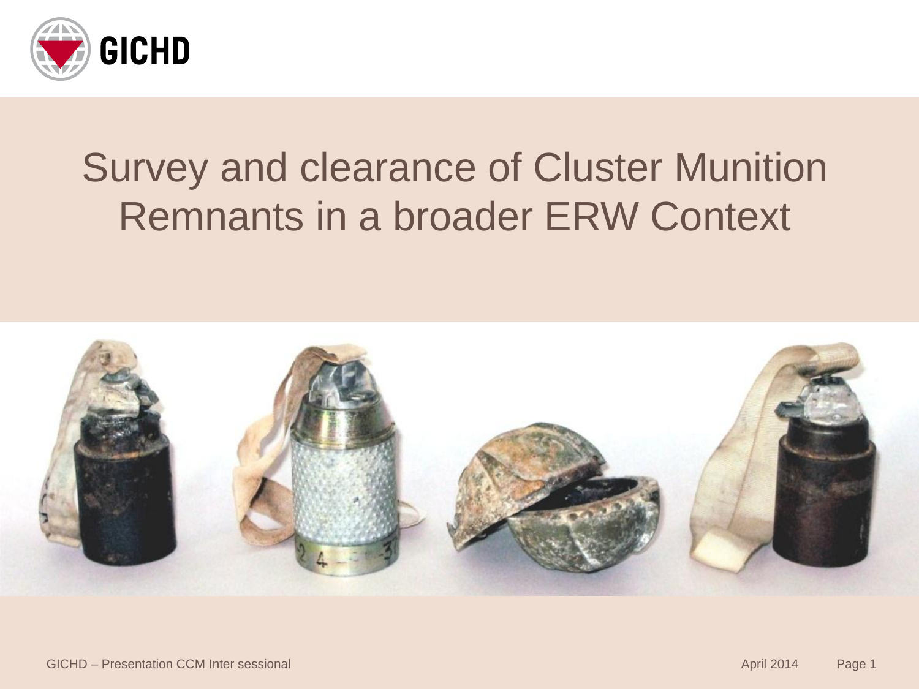# Survey and clearance of Cluster Munition Remnants in a broader ERW Context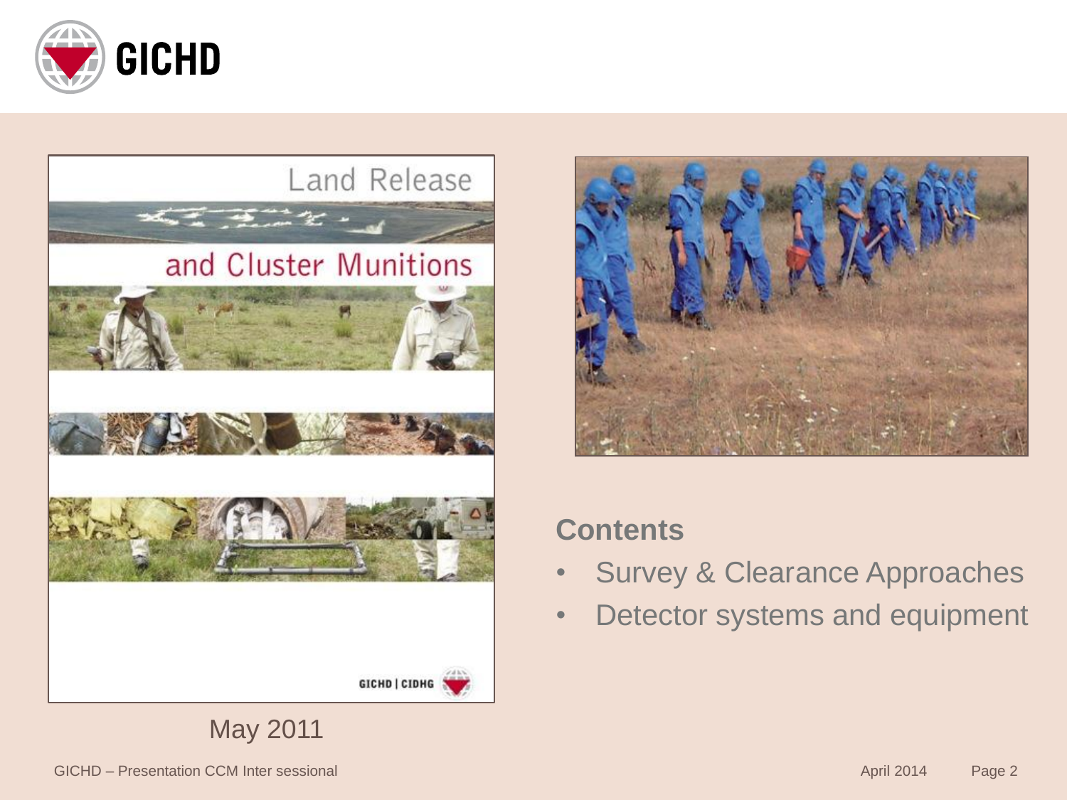Land Release and Cluster Munitions

May 2011

**Contents**

- Survey & Clearance Approaches
- Detector systems and equipment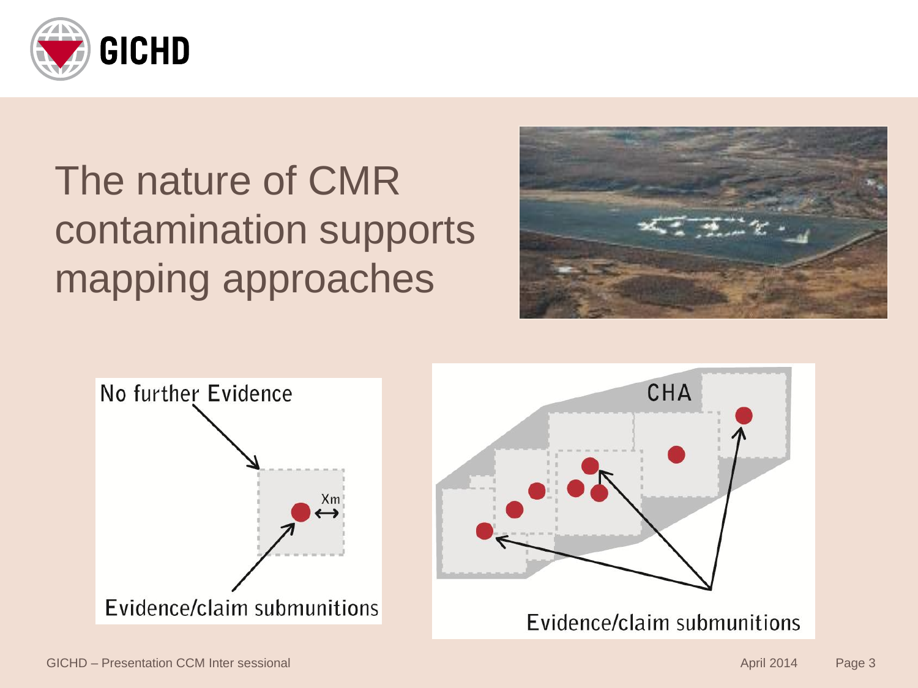# The nature of CMR contamination supports mapping approaches

No further Evidence

Xm

Evidence/claim submunitions

CHA

Evidence/claim submunitions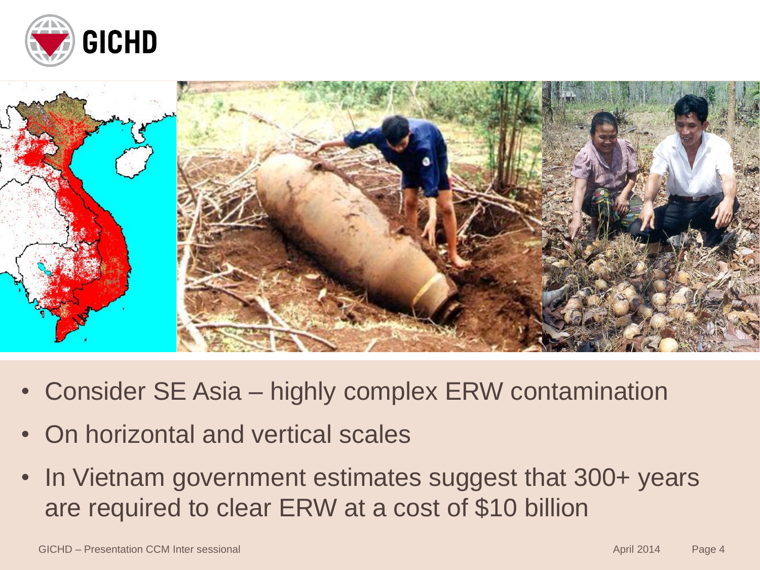- Consider SE Asia – highly complex ERW contamination
- On horizontal and vertical scales
- In Vietnam government estimates suggest that 300+ years are required to clear ERW at a cost of $10 billion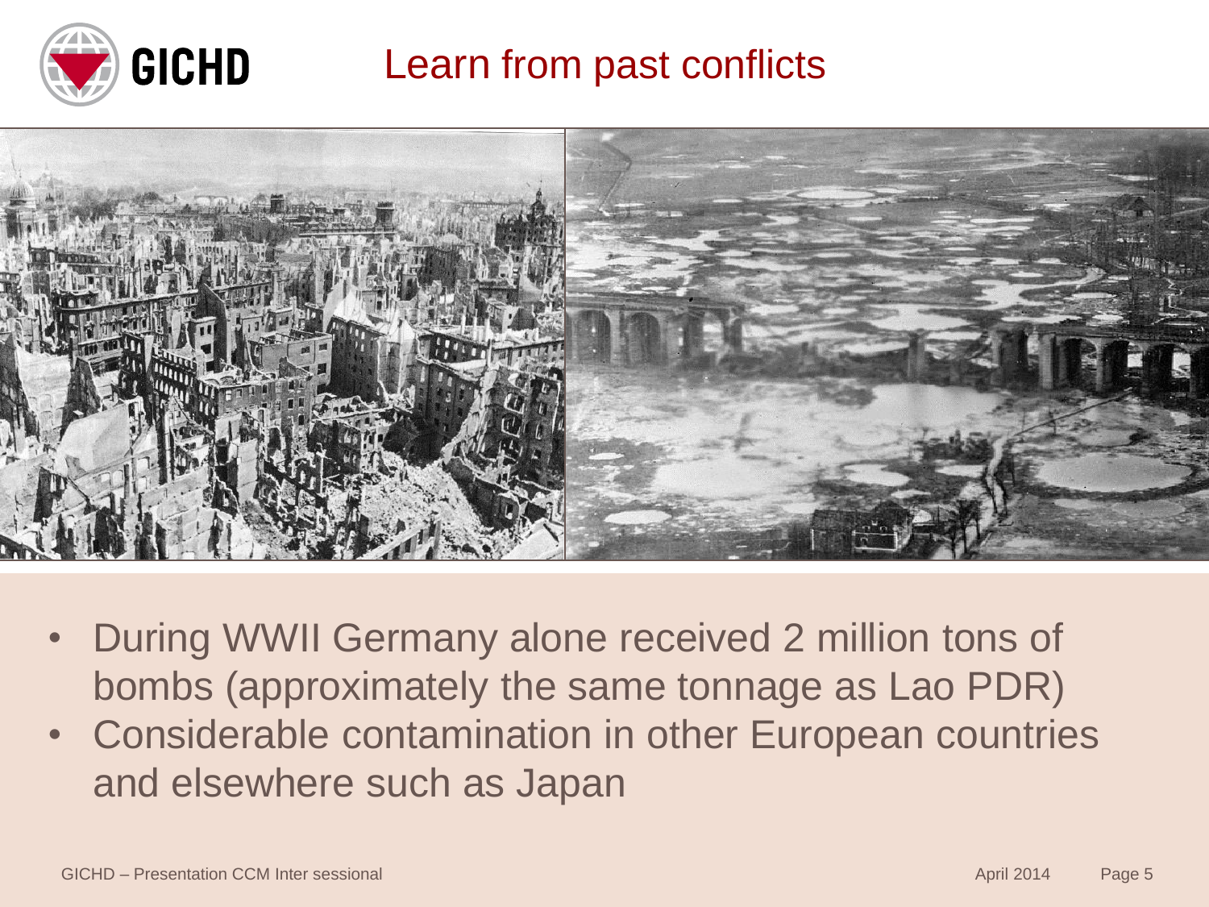# Learn from past conflicts

- During WWII Germany alone received 2 million tons of bombs (approximately the same tonnage as Lao PDR)
- Considerable contamination in other European countries and elsewhere such as Japan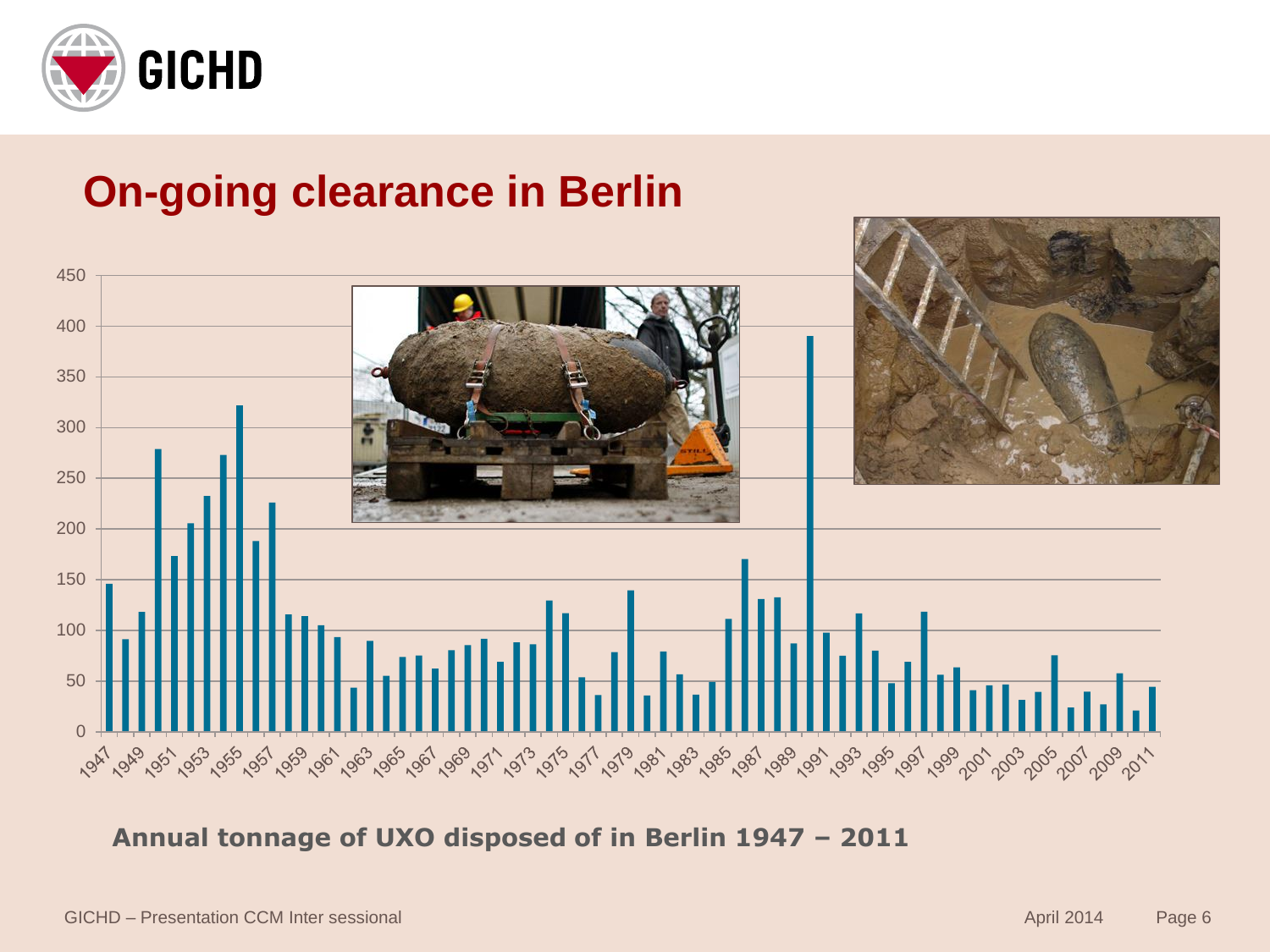# On-going clearance in Berlin

**Annual tonnage of UXO disposed of in Berlin 1947 – 2011**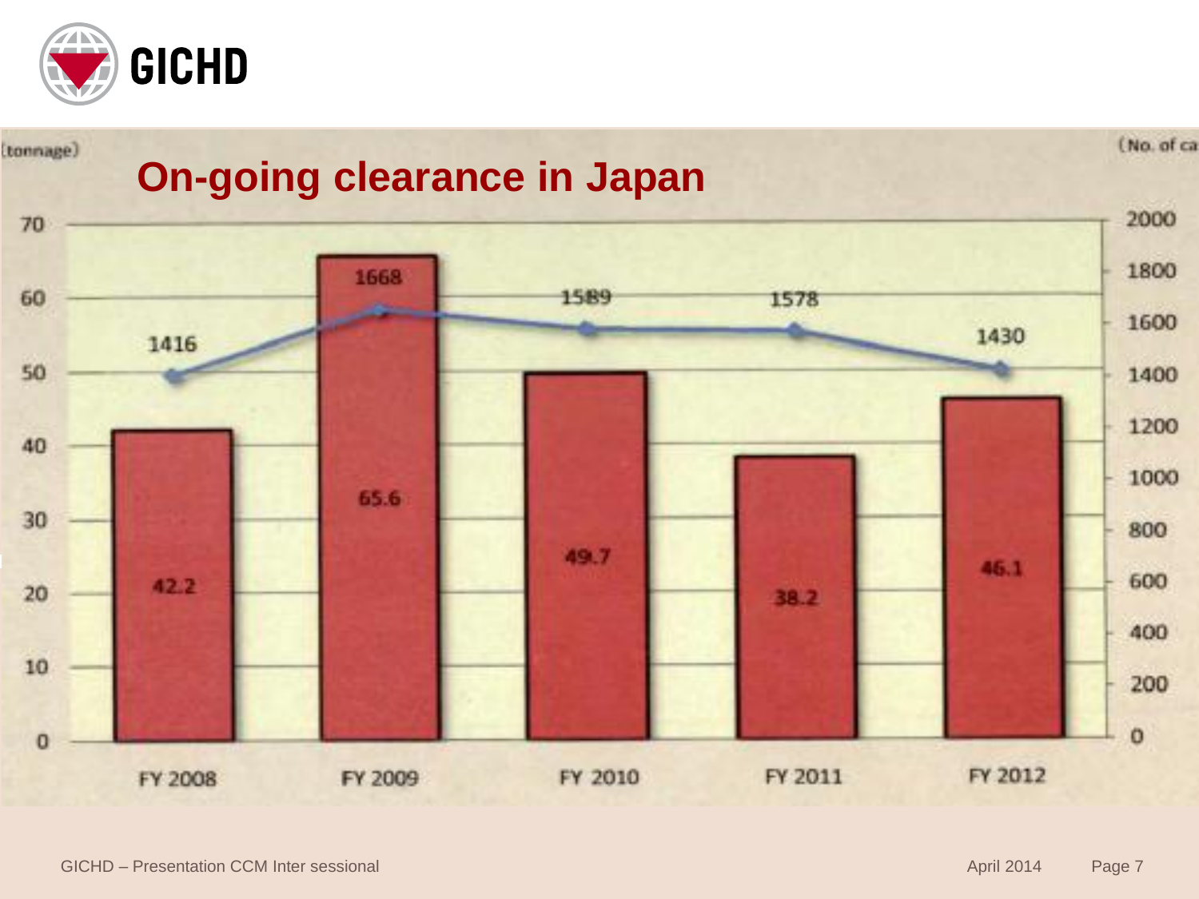# On-going clearance in Japan

(tonnage) / (No. of ca

| | FY 2008 | FY 2009 | FY 2010 | FY 2011 | FY 2012 |
|---|---|---|---|---|---|
| Tonnage | 42.2 | 65.6 | 49.7 | 38.2 | 46.1 |
| No. of ca | 1416 | 1668 | 1589 | 1578 | 1430 |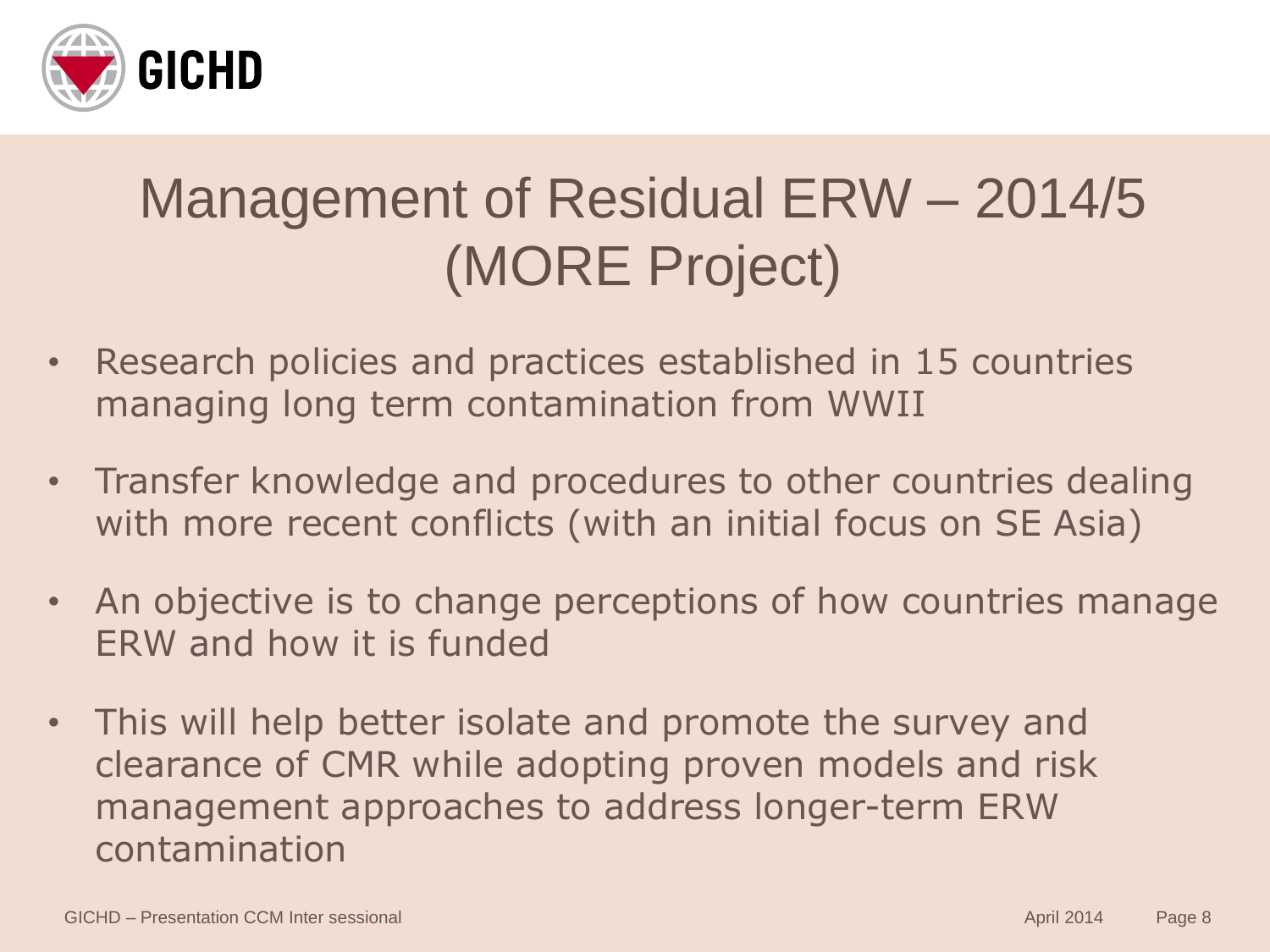# Management of Residual ERW – 2014/5 (MORE Project)

- Research policies and practices established in 15 countries managing long term contamination from WWII
- Transfer knowledge and procedures to other countries dealing with more recent conflicts (with an initial focus on SE Asia)
- An objective is to change perceptions of how countries manage ERW and how it is funded
- This will help better isolate and promote the survey and clearance of CMR while adopting proven models and risk management approaches to address longer-term ERW contamination